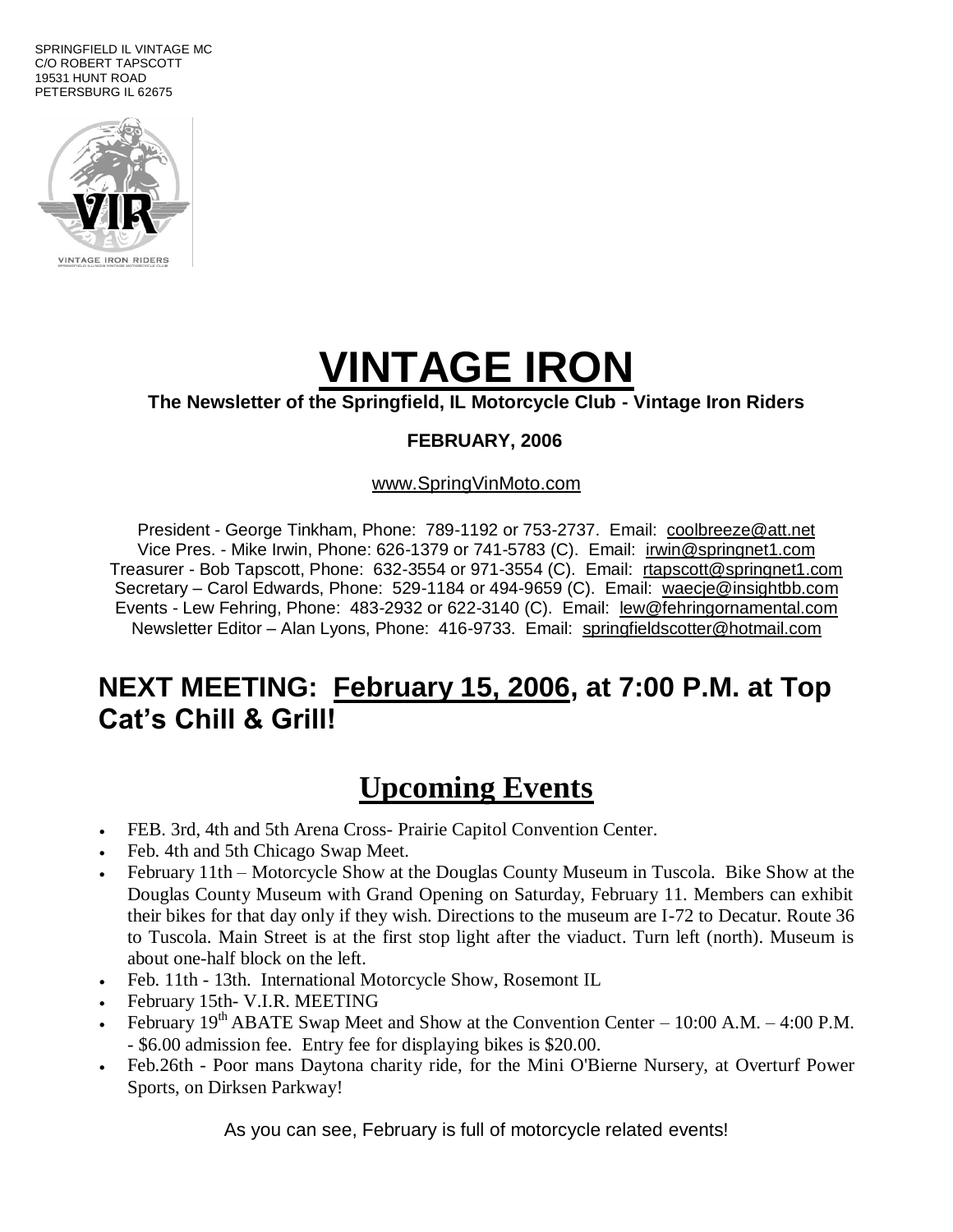SPRINGFIELD IL VINTAGE MC
C/O ROBERT TAPSCOTT
19531 HUNT ROAD
PETERSBURG IL 62675

# VINTAGE IRON

**The Newsletter of the Springfield, IL Motorcycle Club - Vintage Iron Riders**

**FEBRUARY, 2006**

www.SpringVinMoto.com

President - George Tinkham, Phone: 789-1192 or 753-2737. Email: coolbreeze@att.net
Vice Pres. - Mike Irwin, Phone: 626-1379 or 741-5783 (C). Email: irwin@springnet1.com
Treasurer - Bob Tapscott, Phone: 632-3554 or 971-3554 (C). Email: rtapscott@springnet1.com
Secretary – Carol Edwards, Phone: 529-1184 or 494-9659 (C). Email: waecje@insightbb.com
Events - Lew Fehring, Phone: 483-2932 or 622-3140 (C). Email: lew@fehringornamental.com
Newsletter Editor – Alan Lyons, Phone: 416-9733. Email: springfieldscotter@hotmail.com

## NEXT MEETING: February 15, 2006, at 7:00 P.M. at Top Cat's Chill & Grill!

## Upcoming Events

- FEB. 3rd, 4th and 5th Arena Cross- Prairie Capitol Convention Center.
- Feb. 4th and 5th Chicago Swap Meet.
- February 11th – Motorcycle Show at the Douglas County Museum in Tuscola. Bike Show at the Douglas County Museum with Grand Opening on Saturday, February 11. Members can exhibit their bikes for that day only if they wish. Directions to the museum are I-72 to Decatur. Route 36 to Tuscola. Main Street is at the first stop light after the viaduct. Turn left (north). Museum is about one-half block on the left.
- Feb. 11th - 13th. International Motorcycle Show, Rosemont IL
- February 15th- V.I.R. MEETING
- February 19th ABATE Swap Meet and Show at the Convention Center – 10:00 A.M. – 4:00 P.M. - $6.00 admission fee. Entry fee for displaying bikes is $20.00.
- Feb.26th - Poor mans Daytona charity ride, for the Mini O'Bierne Nursery, at Overturf Power Sports, on Dirksen Parkway!

As you can see, February is full of motorcycle related events!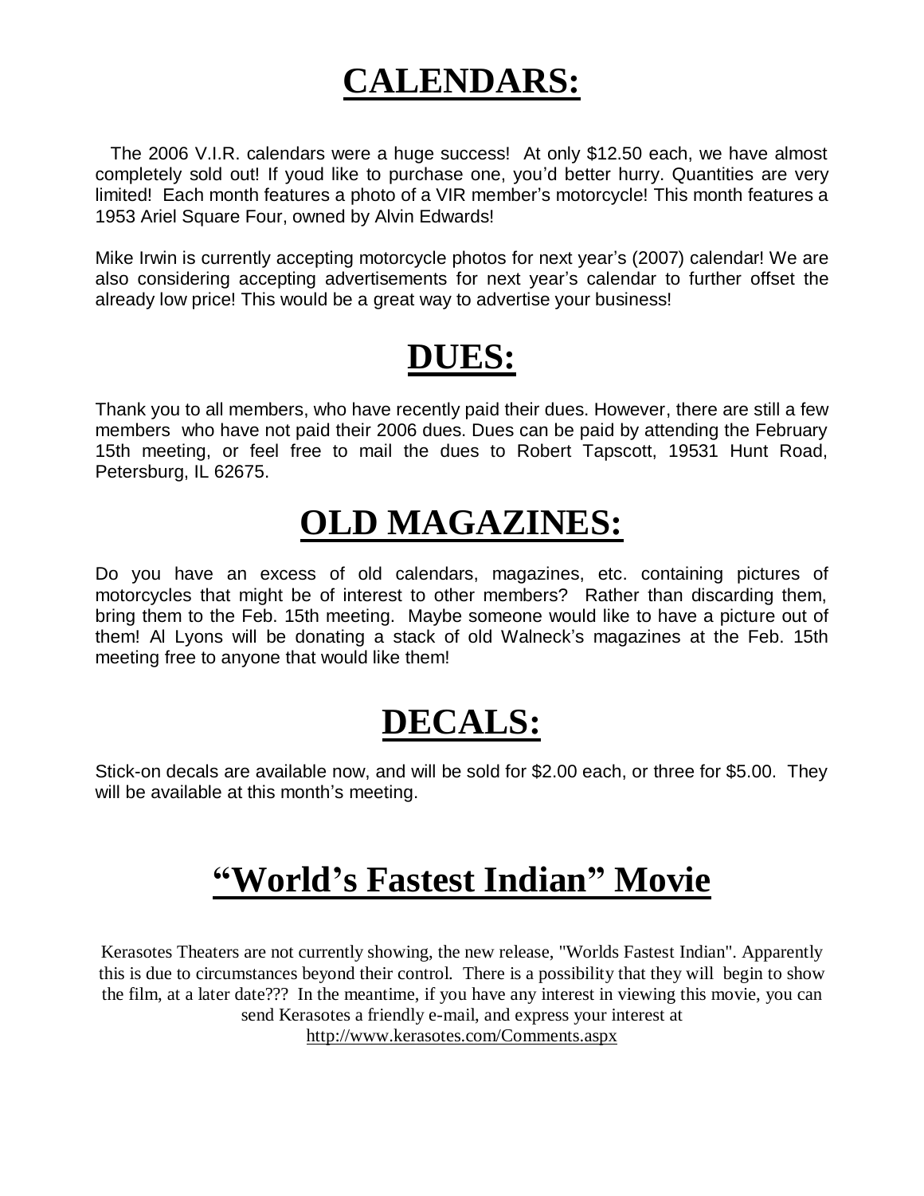# CALENDARS:

The 2006 V.I.R. calendars were a huge success! At only $12.50 each, we have almost completely sold out! If youd like to purchase one, you'd better hurry. Quantities are very limited! Each month features a photo of a VIR member's motorcycle! This month features a 1953 Ariel Square Four, owned by Alvin Edwards!

Mike Irwin is currently accepting motorcycle photos for next year's (2007) calendar! We are also considering accepting advertisements for next year's calendar to further offset the already low price! This would be a great way to advertise your business!

# DUES:

Thank you to all members, who have recently paid their dues. However, there are still a few members who have not paid their 2006 dues. Dues can be paid by attending the February 15th meeting, or feel free to mail the dues to Robert Tapscott, 19531 Hunt Road, Petersburg, IL 62675.

# OLD MAGAZINES:

Do you have an excess of old calendars, magazines, etc. containing pictures of motorcycles that might be of interest to other members? Rather than discarding them, bring them to the Feb. 15th meeting. Maybe someone would like to have a picture out of them! Al Lyons will be donating a stack of old Walneck's magazines at the Feb. 15th meeting free to anyone that would like them!

# DECALS:

Stick-on decals are available now, and will be sold for $2.00 each, or three for $5.00. They will be available at this month's meeting.

# "World's Fastest Indian" Movie

Kerasotes Theaters are not currently showing, the new release, "Worlds Fastest Indian". Apparently this is due to circumstances beyond their control. There is a possibility that they will begin to show the film, at a later date??? In the meantime, if you have any interest in viewing this movie, you can send Kerasotes a friendly e-mail, and express your interest at http://www.kerasotes.com/Comments.aspx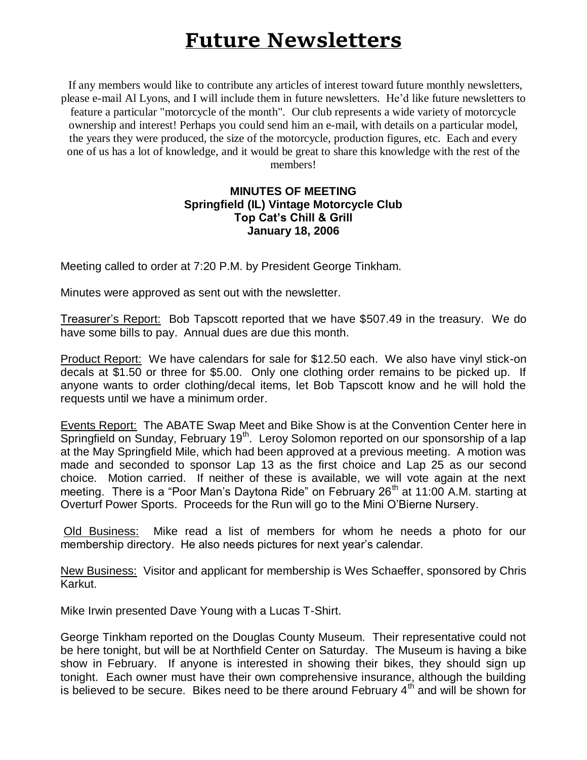# Future Newsletters

If any members would like to contribute any articles of interest toward future monthly newsletters, please e-mail Al Lyons, and I will include them in future newsletters. He'd like future newsletters to feature a particular "motorcycle of the month". Our club represents a wide variety of motorcycle ownership and interest! Perhaps you could send him an e-mail, with details on a particular model, the years they were produced, the size of the motorcycle, production figures, etc. Each and every one of us has a lot of knowledge, and it would be great to share this knowledge with the rest of the members!

**MINUTES OF MEETING**
**Springfield (IL) Vintage Motorcycle Club**
**Top Cat's Chill & Grill**
**January 18, 2006**

Meeting called to order at 7:20 P.M. by President George Tinkham.

Minutes were approved as sent out with the newsletter.

Treasurer's Report: Bob Tapscott reported that we have $507.49 in the treasury. We do have some bills to pay. Annual dues are due this month.

Product Report: We have calendars for sale for $12.50 each. We also have vinyl stick-on decals at $1.50 or three for $5.00. Only one clothing order remains to be picked up. If anyone wants to order clothing/decal items, let Bob Tapscott know and he will hold the requests until we have a minimum order.

Events Report: The ABATE Swap Meet and Bike Show is at the Convention Center here in Springfield on Sunday, February 19th. Leroy Solomon reported on our sponsorship of a lap at the May Springfield Mile, which had been approved at a previous meeting. A motion was made and seconded to sponsor Lap 13 as the first choice and Lap 25 as our second choice. Motion carried. If neither of these is available, we will vote again at the next meeting. There is a "Poor Man's Daytona Ride" on February 26th at 11:00 A.M. starting at Overturf Power Sports. Proceeds for the Run will go to the Mini O'Bierne Nursery.

Old Business: Mike read a list of members for whom he needs a photo for our membership directory. He also needs pictures for next year's calendar.

New Business: Visitor and applicant for membership is Wes Schaeffer, sponsored by Chris Karkut.

Mike Irwin presented Dave Young with a Lucas T-Shirt.

George Tinkham reported on the Douglas County Museum. Their representative could not be here tonight, but will be at Northfield Center on Saturday. The Museum is having a bike show in February. If anyone is interested in showing their bikes, they should sign up tonight. Each owner must have their own comprehensive insurance, although the building is believed to be secure. Bikes need to be there around February 4th and will be shown for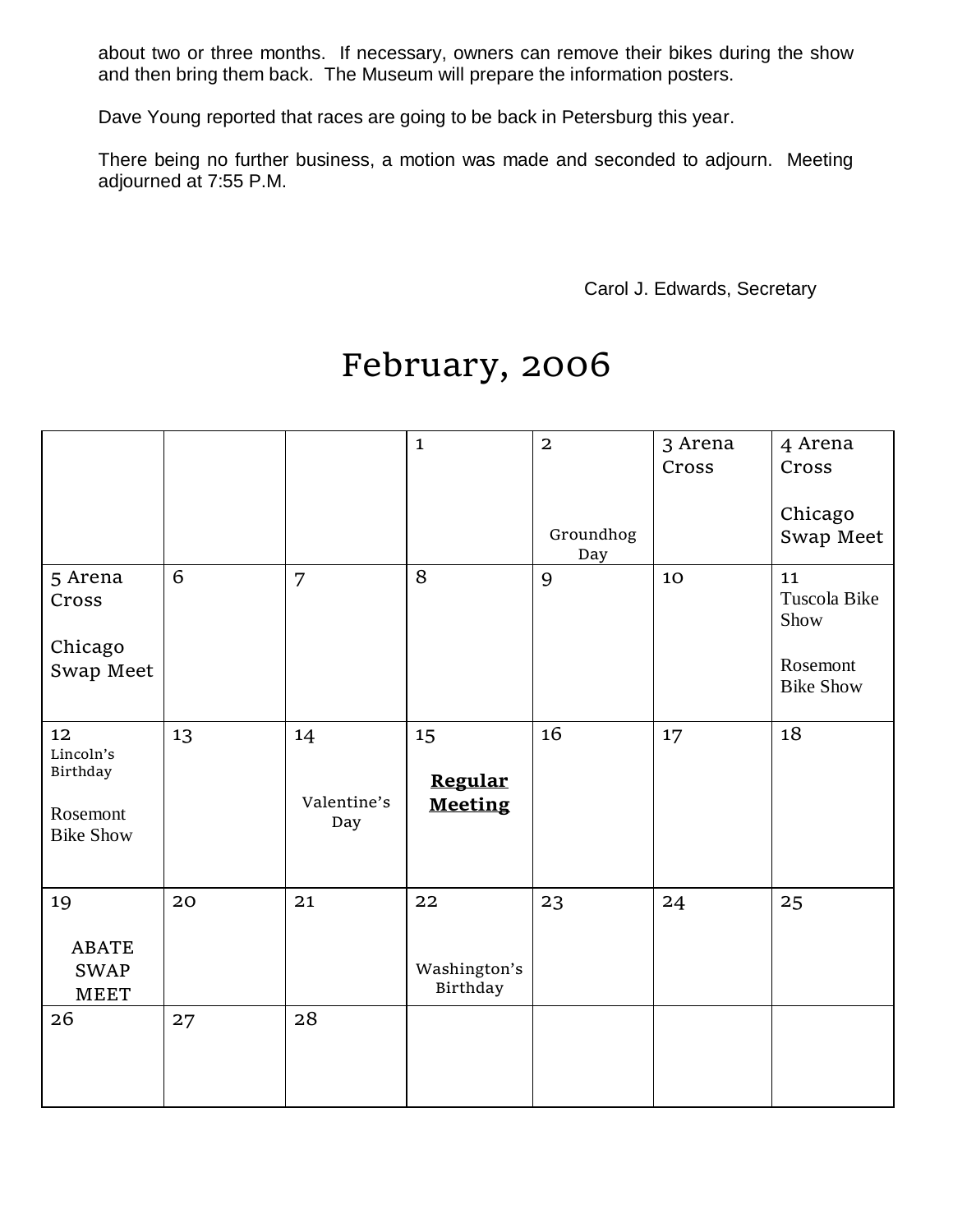about two or three months. If necessary, owners can remove their bikes during the show and then bring them back. The Museum will prepare the information posters.

Dave Young reported that races are going to be back in Petersburg this year.

There being no further business, a motion was made and seconded to adjourn. Meeting adjourned at 7:55 P.M.

Carol J. Edwards, Secretary

# February, 2006

| | | | | | | |
|---|---|---|---|---|---|---|
| | | | 1 | 2<br><br>Groundhog Day | 3 Arena Cross | 4 Arena Cross<br><br>Chicago Swap Meet |
| 5 Arena Cross<br><br>Chicago Swap Meet | 6 | 7 | 8 | 9 | 10 | 11<br>Tuscola Bike Show<br><br>Rosemont Bike Show |
| 12<br>Lincoln's Birthday<br><br>Rosemont Bike Show | 13 | 14<br><br>Valentine's Day | 15<br><br>**Regular Meeting** | 16 | 17 | 18 |
| 19<br><br>ABATE SWAP MEET | 20 | 21 | 22<br><br>Washington's Birthday | 23 | 24 | 25 |
| 26 | 27 | 28 | | | | |